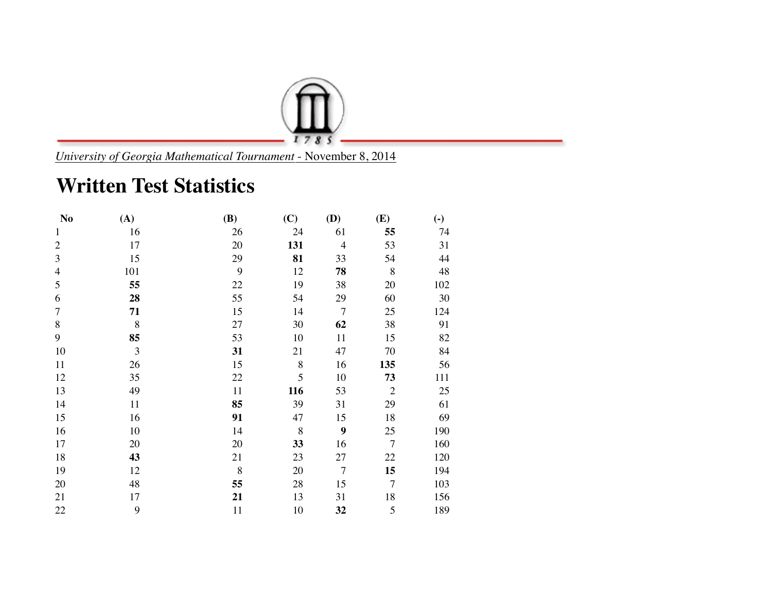*University of Georgia Mathematical Tournament* - November 8, 2014

# Written Test Statistics

| No | (A) | (B) | (C) | (D) | (E) | (-) |
|---|---|---|---|---|---|---|
| 1 | 16 | 26 | 24 | 61 | **55** | 74 |
| 2 | 17 | 20 | **131** | 4 | 53 | 31 |
| 3 | 15 | 29 | **81** | 33 | 54 | 44 |
| 4 | 101 | 9 | 12 | **78** | 8 | 48 |
| 5 | **55** | 22 | 19 | 38 | 20 | 102 |
| 6 | **28** | 55 | 54 | 29 | 60 | 30 |
| 7 | **71** | 15 | 14 | 7 | 25 | 124 |
| 8 | 8 | 27 | 30 | **62** | 38 | 91 |
| 9 | **85** | 53 | 10 | 11 | 15 | 82 |
| 10 | 3 | **31** | 21 | 47 | 70 | 84 |
| 11 | 26 | 15 | 8 | 16 | **135** | 56 |
| 12 | 35 | 22 | 5 | 10 | **73** | 111 |
| 13 | 49 | 11 | **116** | 53 | 2 | 25 |
| 14 | 11 | **85** | 39 | 31 | 29 | 61 |
| 15 | 16 | **91** | 47 | 15 | 18 | 69 |
| 16 | 10 | 14 | 8 | **9** | 25 | 190 |
| 17 | 20 | 20 | **33** | 16 | 7 | 160 |
| 18 | **43** | 21 | 23 | 27 | 22 | 120 |
| 19 | 12 | 8 | 20 | 7 | **15** | 194 |
| 20 | 48 | **55** | 28 | 15 | 7 | 103 |
| 21 | 17 | **21** | 13 | 31 | 18 | 156 |
| 22 | 9 | 11 | 10 | **32** | 5 | 189 |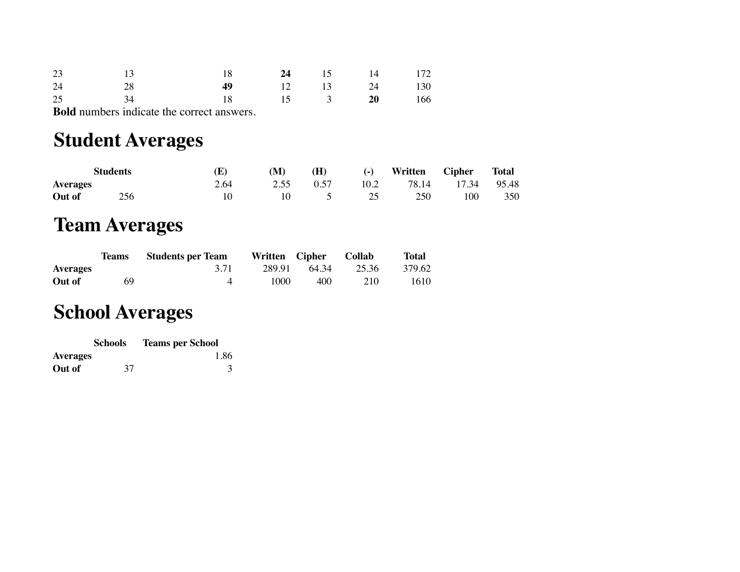| | | | | | | |
|---|---|---|---|---|---|---|
| 23 | 13 | 18 | **24** | 15 | 14 | 172 |
| 24 | 28 | **49** | 12 | 13 | 24 | 130 |
| 25 | 34 | 18 | 15 | 3 | **20** | 166 |

**Bold** numbers indicate the correct answers.

# Student Averages

| | Students | (E) | (M) | (H) | (-) | Written | Cipher | Total |
|---|---|---|---|---|---|---|---|---|
| **Averages** | | 2.64 | 2.55 | 0.57 | 10.2 | 78.14 | 17.34 | 95.48 |
| **Out of** | 256 | 10 | 10 | 5 | 25 | 250 | 100 | 350 |

# Team Averages

| | Teams | Students per Team | Written | Cipher | Collab | Total |
|---|---|---|---|---|---|---|
| **Averages** | | 3.71 | 289.91 | 64.34 | 25.36 | 379.62 |
| **Out of** | 69 | 4 | 1000 | 400 | 210 | 1610 |

# School Averages

| | Schools | Teams per School |
|---|---|---|
| **Averages** | | 1.86 |
| **Out of** | 37 | 3 |